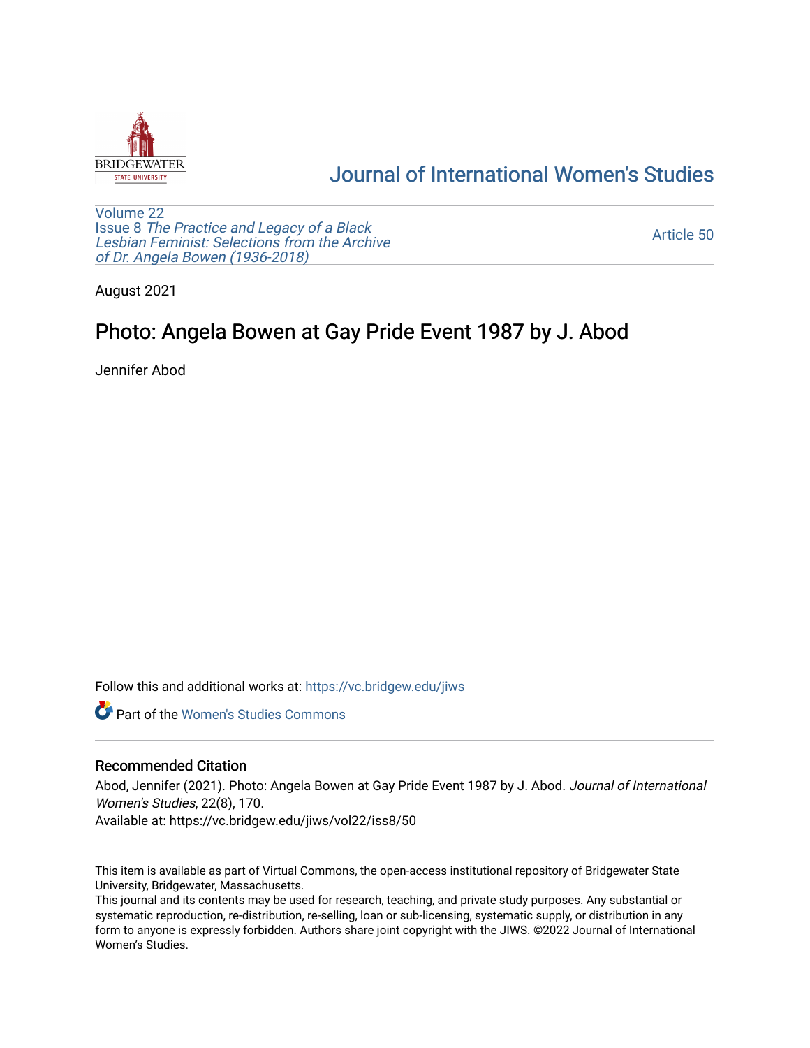Journal of International Women's Studies

Volume 22
Issue 8 *The Practice and Legacy of a Black Lesbian Feminist: Selections from the Archive of Dr. Angela Bowen (1936-2018)*

Article 50

August 2021

# Photo: Angela Bowen at Gay Pride Event 1987 by J. Abod

Jennifer Abod

Follow this and additional works at: https://vc.bridgew.edu/jiws

Part of the Women's Studies Commons

## Recommended Citation

Abod, Jennifer (2021). Photo: Angela Bowen at Gay Pride Event 1987 by J. Abod. *Journal of International Women's Studies*, 22(8), 170.
Available at: https://vc.bridgew.edu/jiws/vol22/iss8/50

This item is available as part of Virtual Commons, the open-access institutional repository of Bridgewater State University, Bridgewater, Massachusetts.
This journal and its contents may be used for research, teaching, and private study purposes. Any substantial or systematic reproduction, re-distribution, re-selling, loan or sub-licensing, systematic supply, or distribution in any form to anyone is expressly forbidden. Authors share joint copyright with the JIWS. ©2022 Journal of International Women's Studies.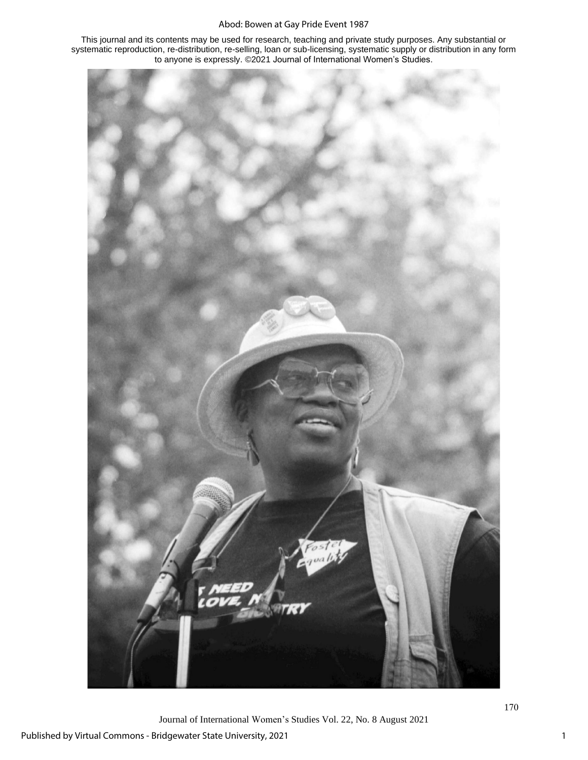Abod: Bowen at Gay Pride Event 1987

This journal and its contents may be used for research, teaching and private study purposes. Any substantial or systematic reproduction, re-distribution, re-selling, loan or sub-licensing, systematic supply or distribution in any form to anyone is expressly. ©2021 Journal of International Women's Studies.